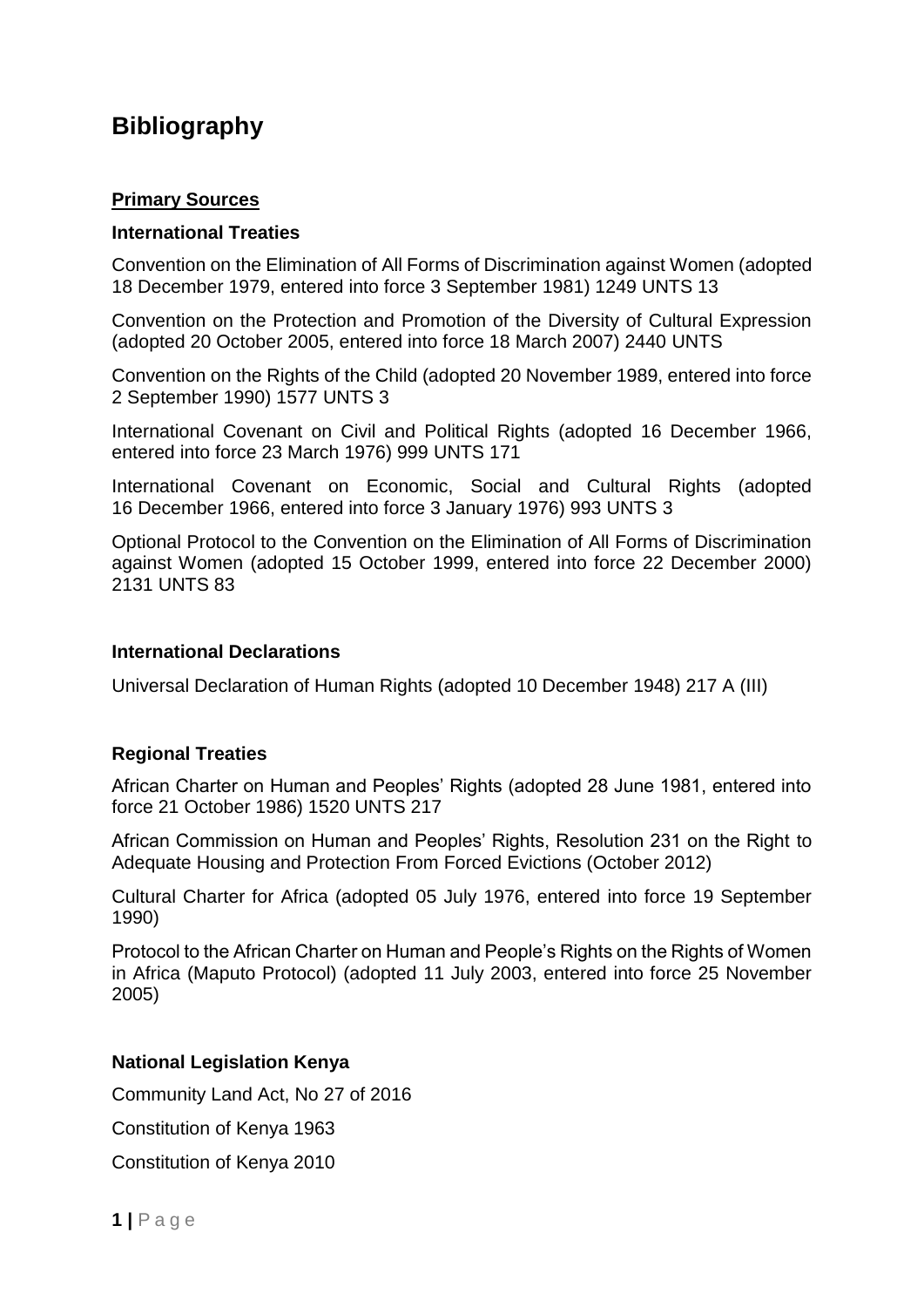# Bibliography

**Primary Sources**

### International Treaties

Convention on the Elimination of All Forms of Discrimination against Women (adopted 18 December 1979, entered into force 3 September 1981) 1249 UNTS 13

Convention on the Protection and Promotion of the Diversity of Cultural Expression (adopted 20 October 2005, entered into force 18 March 2007) 2440 UNTS

Convention on the Rights of the Child (adopted 20 November 1989, entered into force 2 September 1990) 1577 UNTS 3

International Covenant on Civil and Political Rights (adopted 16 December 1966, entered into force 23 March 1976) 999 UNTS 171

International Covenant on Economic, Social and Cultural Rights (adopted 16 December 1966, entered into force 3 January 1976) 993 UNTS 3

Optional Protocol to the Convention on the Elimination of All Forms of Discrimination against Women (adopted 15 October 1999, entered into force 22 December 2000) 2131 UNTS 83

### International Declarations

Universal Declaration of Human Rights (adopted 10 December 1948) 217 A (III)

### Regional Treaties

African Charter on Human and Peoples' Rights (adopted 28 June 1981, entered into force 21 October 1986) 1520 UNTS 217

African Commission on Human and Peoples' Rights, Resolution 231 on the Right to Adequate Housing and Protection From Forced Evictions (October 2012)

Cultural Charter for Africa (adopted 05 July 1976, entered into force 19 September 1990)

Protocol to the African Charter on Human and People's Rights on the Rights of Women in Africa (Maputo Protocol) (adopted 11 July 2003, entered into force 25 November 2005)

### National Legislation Kenya

Community Land Act, No 27 of 2016

Constitution of Kenya 1963

Constitution of Kenya 2010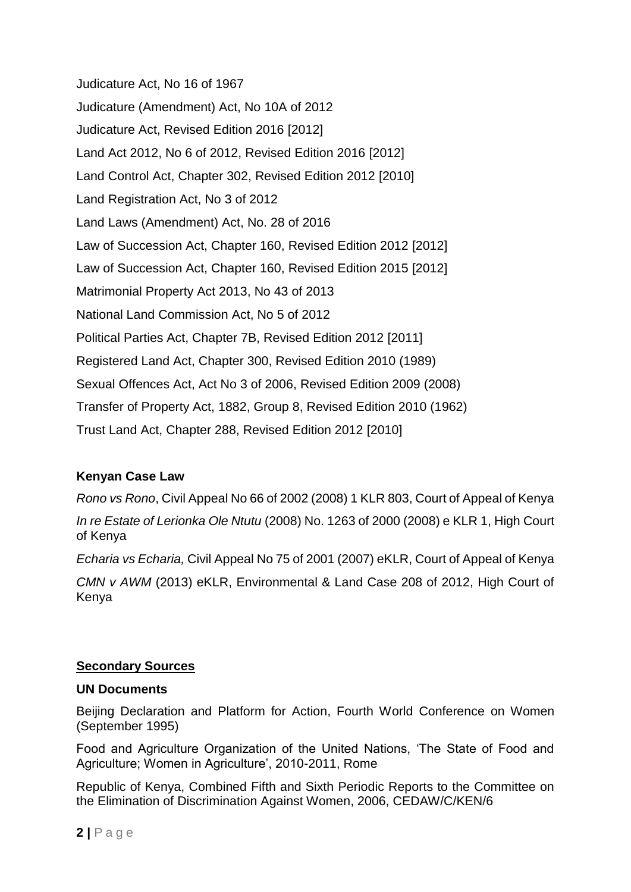Judicature Act, No 16 of 1967

Judicature (Amendment) Act, No 10A of 2012

Judicature Act, Revised Edition 2016 [2012]

Land Act 2012, No 6 of 2012, Revised Edition 2016 [2012]

Land Control Act, Chapter 302, Revised Edition 2012 [2010]

Land Registration Act, No 3 of 2012

Land Laws (Amendment) Act, No. 28 of 2016

Law of Succession Act, Chapter 160, Revised Edition 2012 [2012]

Law of Succession Act, Chapter 160, Revised Edition 2015 [2012]

Matrimonial Property Act 2013, No 43 of 2013

National Land Commission Act, No 5 of 2012

Political Parties Act, Chapter 7B, Revised Edition 2012 [2011]

Registered Land Act, Chapter 300, Revised Edition 2010 (1989)

Sexual Offences Act, Act No 3 of 2006, Revised Edition 2009 (2008)

Transfer of Property Act, 1882, Group 8, Revised Edition 2010 (1962)

Trust Land Act, Chapter 288, Revised Edition 2012 [2010]

**Kenyan Case Law**

*Rono vs Rono*, Civil Appeal No 66 of 2002 (2008) 1 KLR 803, Court of Appeal of Kenya

*In re Estate of Lerionka Ole Ntutu* (2008) No. 1263 of 2000 (2008) e KLR 1, High Court of Kenya

*Echaria vs Echaria,* Civil Appeal No 75 of 2001 (2007) eKLR, Court of Appeal of Kenya

*CMN v AWM* (2013) eKLR, Environmental & Land Case 208 of 2012, High Court of Kenya

## Secondary Sources

**UN Documents**

Beijing Declaration and Platform for Action, Fourth World Conference on Women (September 1995)

Food and Agriculture Organization of the United Nations, 'The State of Food and Agriculture; Women in Agriculture', 2010-2011, Rome

Republic of Kenya, Combined Fifth and Sixth Periodic Reports to the Committee on the Elimination of Discrimination Against Women, 2006, CEDAW/C/KEN/6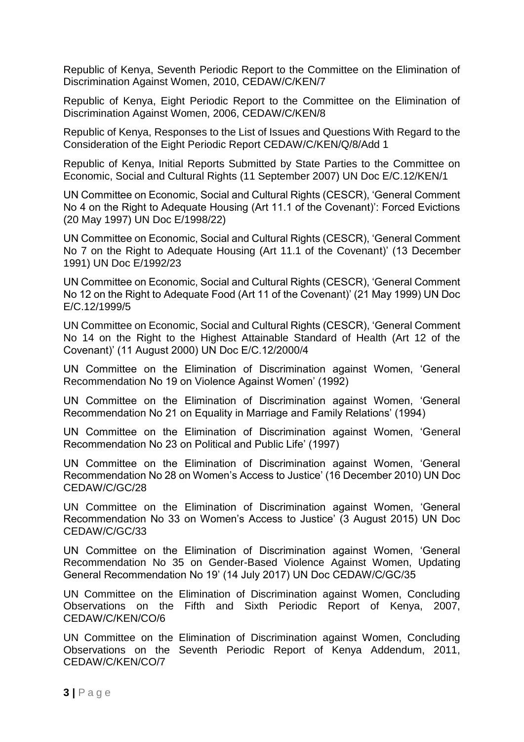Republic of Kenya, Seventh Periodic Report to the Committee on the Elimination of Discrimination Against Women, 2010, CEDAW/C/KEN/7

Republic of Kenya, Eight Periodic Report to the Committee on the Elimination of Discrimination Against Women, 2006, CEDAW/C/KEN/8

Republic of Kenya, Responses to the List of Issues and Questions With Regard to the Consideration of the Eight Periodic Report CEDAW/C/KEN/Q/8/Add 1

Republic of Kenya, Initial Reports Submitted by State Parties to the Committee on Economic, Social and Cultural Rights (11 September 2007) UN Doc E/C.12/KEN/1

UN Committee on Economic, Social and Cultural Rights (CESCR), 'General Comment No 4 on the Right to Adequate Housing (Art 11.1 of the Covenant)': Forced Evictions (20 May 1997) UN Doc E/1998/22)

UN Committee on Economic, Social and Cultural Rights (CESCR), 'General Comment No 7 on the Right to Adequate Housing (Art 11.1 of the Covenant)' (13 December 1991) UN Doc E/1992/23

UN Committee on Economic, Social and Cultural Rights (CESCR), 'General Comment No 12 on the Right to Adequate Food (Art 11 of the Covenant)' (21 May 1999) UN Doc E/C.12/1999/5

UN Committee on Economic, Social and Cultural Rights (CESCR), 'General Comment No 14 on the Right to the Highest Attainable Standard of Health (Art 12 of the Covenant)' (11 August 2000) UN Doc E/C.12/2000/4

UN Committee on the Elimination of Discrimination against Women, 'General Recommendation No 19 on Violence Against Women' (1992)

UN Committee on the Elimination of Discrimination against Women, 'General Recommendation No 21 on Equality in Marriage and Family Relations' (1994)

UN Committee on the Elimination of Discrimination against Women, 'General Recommendation No 23 on Political and Public Life' (1997)

UN Committee on the Elimination of Discrimination against Women, 'General Recommendation No 28 on Women's Access to Justice' (16 December 2010) UN Doc CEDAW/C/GC/28

UN Committee on the Elimination of Discrimination against Women, 'General Recommendation No 33 on Women's Access to Justice' (3 August 2015) UN Doc CEDAW/C/GC/33

UN Committee on the Elimination of Discrimination against Women, 'General Recommendation No 35 on Gender-Based Violence Against Women, Updating General Recommendation No 19' (14 July 2017) UN Doc CEDAW/C/GC/35

UN Committee on the Elimination of Discrimination against Women, Concluding Observations on the Fifth and Sixth Periodic Report of Kenya, 2007, CEDAW/C/KEN/CO/6

UN Committee on the Elimination of Discrimination against Women, Concluding Observations on the Seventh Periodic Report of Kenya Addendum, 2011, CEDAW/C/KEN/CO/7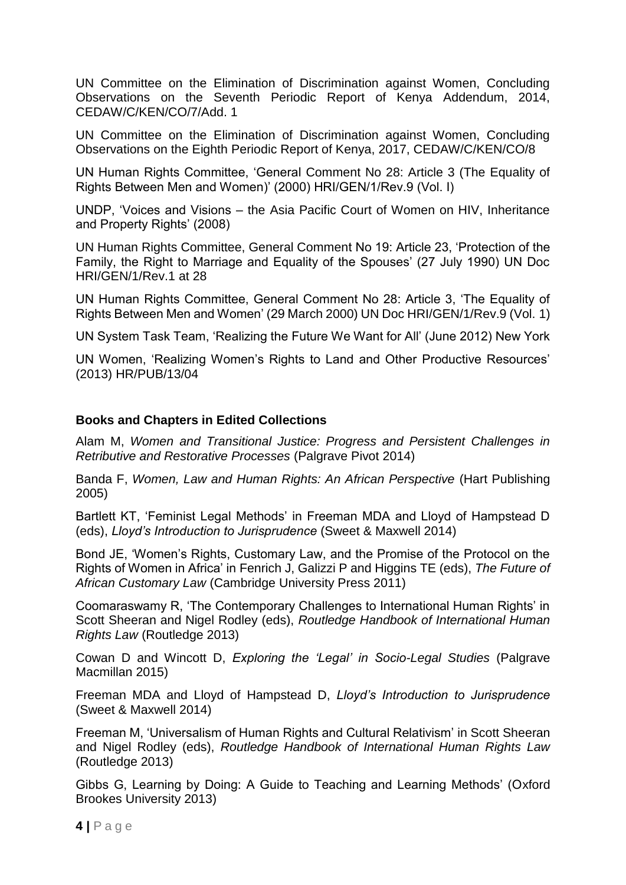UN Committee on the Elimination of Discrimination against Women, Concluding Observations on the Seventh Periodic Report of Kenya Addendum, 2014, CEDAW/C/KEN/CO/7/Add. 1

UN Committee on the Elimination of Discrimination against Women, Concluding Observations on the Eighth Periodic Report of Kenya, 2017, CEDAW/C/KEN/CO/8

UN Human Rights Committee, 'General Comment No 28: Article 3 (The Equality of Rights Between Men and Women)' (2000) HRI/GEN/1/Rev.9 (Vol. I)

UNDP, 'Voices and Visions – the Asia Pacific Court of Women on HIV, Inheritance and Property Rights' (2008)

UN Human Rights Committee, General Comment No 19: Article 23, 'Protection of the Family, the Right to Marriage and Equality of the Spouses' (27 July 1990) UN Doc HRI/GEN/1/Rev.1 at 28

UN Human Rights Committee, General Comment No 28: Article 3, 'The Equality of Rights Between Men and Women' (29 March 2000) UN Doc HRI/GEN/1/Rev.9 (Vol. 1)

UN System Task Team, 'Realizing the Future We Want for All' (June 2012) New York

UN Women, 'Realizing Women's Rights to Land and Other Productive Resources' (2013) HR/PUB/13/04

**Books and Chapters in Edited Collections**

Alam M, *Women and Transitional Justice: Progress and Persistent Challenges in Retributive and Restorative Processes* (Palgrave Pivot 2014)

Banda F, *Women, Law and Human Rights: An African Perspective* (Hart Publishing 2005)

Bartlett KT, 'Feminist Legal Methods' in Freeman MDA and Lloyd of Hampstead D (eds), *Lloyd's Introduction to Jurisprudence* (Sweet & Maxwell 2014)

Bond JE, 'Women's Rights, Customary Law, and the Promise of the Protocol on the Rights of Women in Africa' in Fenrich J, Galizzi P and Higgins TE (eds), *The Future of African Customary Law* (Cambridge University Press 2011)

Coomaraswamy R, 'The Contemporary Challenges to International Human Rights' in Scott Sheeran and Nigel Rodley (eds), *Routledge Handbook of International Human Rights Law* (Routledge 2013)

Cowan D and Wincott D, *Exploring the 'Legal' in Socio-Legal Studies* (Palgrave Macmillan 2015)

Freeman MDA and Lloyd of Hampstead D, *Lloyd's Introduction to Jurisprudence* (Sweet & Maxwell 2014)

Freeman M, 'Universalism of Human Rights and Cultural Relativism' in Scott Sheeran and Nigel Rodley (eds), *Routledge Handbook of International Human Rights Law* (Routledge 2013)

Gibbs G, Learning by Doing: A Guide to Teaching and Learning Methods' (Oxford Brookes University 2013)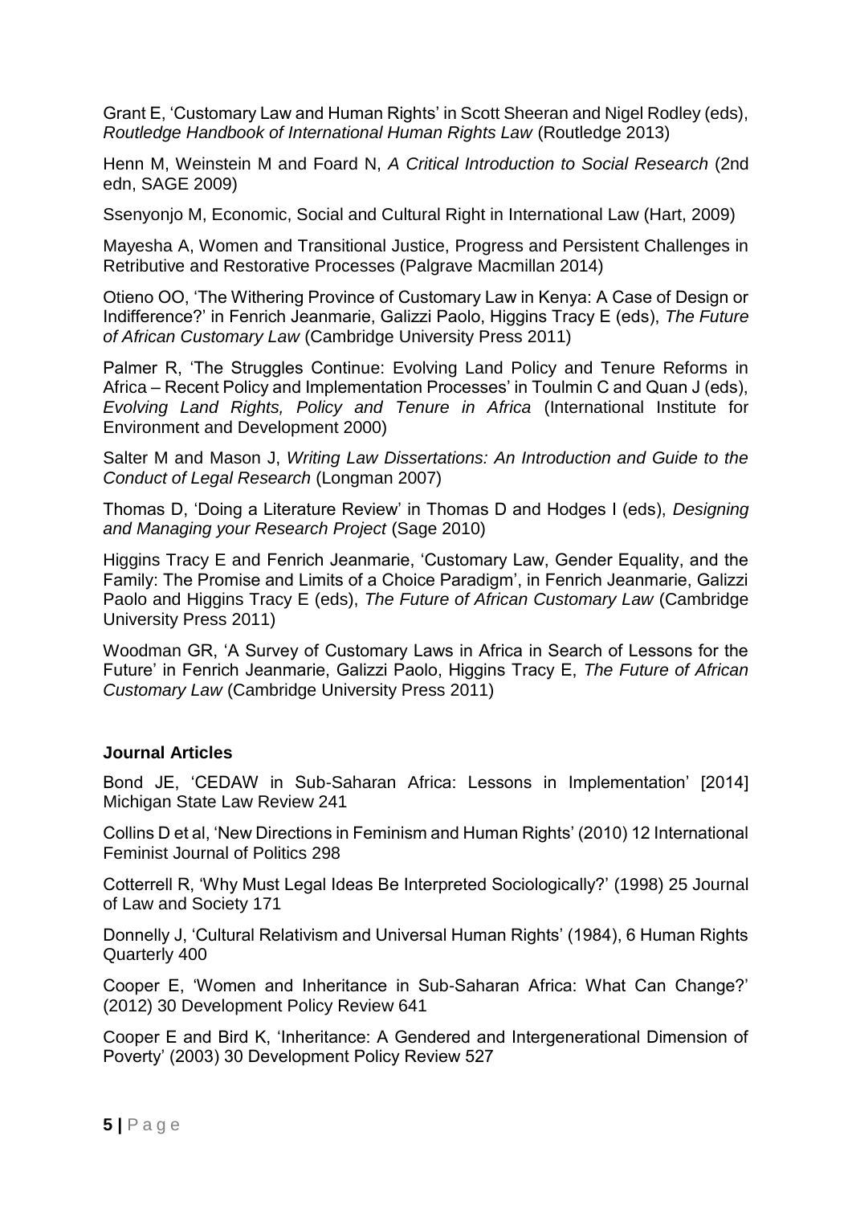Grant E, 'Customary Law and Human Rights' in Scott Sheeran and Nigel Rodley (eds), *Routledge Handbook of International Human Rights Law* (Routledge 2013)

Henn M, Weinstein M and Foard N, *A Critical Introduction to Social Research* (2nd edn, SAGE 2009)

Ssenyonjo M, Economic, Social and Cultural Right in International Law (Hart, 2009)

Mayesha A, Women and Transitional Justice, Progress and Persistent Challenges in Retributive and Restorative Processes (Palgrave Macmillan 2014)

Otieno OO, 'The Withering Province of Customary Law in Kenya: A Case of Design or Indifference?' in Fenrich Jeanmarie, Galizzi Paolo, Higgins Tracy E (eds), *The Future of African Customary Law* (Cambridge University Press 2011)

Palmer R, 'The Struggles Continue: Evolving Land Policy and Tenure Reforms in Africa – Recent Policy and Implementation Processes' in Toulmin C and Quan J (eds), *Evolving Land Rights, Policy and Tenure in Africa* (International Institute for Environment and Development 2000)

Salter M and Mason J, *Writing Law Dissertations: An Introduction and Guide to the Conduct of Legal Research* (Longman 2007)

Thomas D, 'Doing a Literature Review' in Thomas D and Hodges I (eds), *Designing and Managing your Research Project* (Sage 2010)

Higgins Tracy E and Fenrich Jeanmarie, 'Customary Law, Gender Equality, and the Family: The Promise and Limits of a Choice Paradigm', in Fenrich Jeanmarie, Galizzi Paolo and Higgins Tracy E (eds), *The Future of African Customary Law* (Cambridge University Press 2011)

Woodman GR, 'A Survey of Customary Laws in Africa in Search of Lessons for the Future' in Fenrich Jeanmarie, Galizzi Paolo, Higgins Tracy E, *The Future of African Customary Law* (Cambridge University Press 2011)

**Journal Articles**

Bond JE, 'CEDAW in Sub-Saharan Africa: Lessons in Implementation' [2014] Michigan State Law Review 241

Collins D et al, 'New Directions in Feminism and Human Rights' (2010) 12 International Feminist Journal of Politics 298

Cotterrell R, 'Why Must Legal Ideas Be Interpreted Sociologically?' (1998) 25 Journal of Law and Society 171

Donnelly J, 'Cultural Relativism and Universal Human Rights' (1984), 6 Human Rights Quarterly 400

Cooper E, 'Women and Inheritance in Sub-Saharan Africa: What Can Change?' (2012) 30 Development Policy Review 641

Cooper E and Bird K, 'Inheritance: A Gendered and Intergenerational Dimension of Poverty' (2003) 30 Development Policy Review 527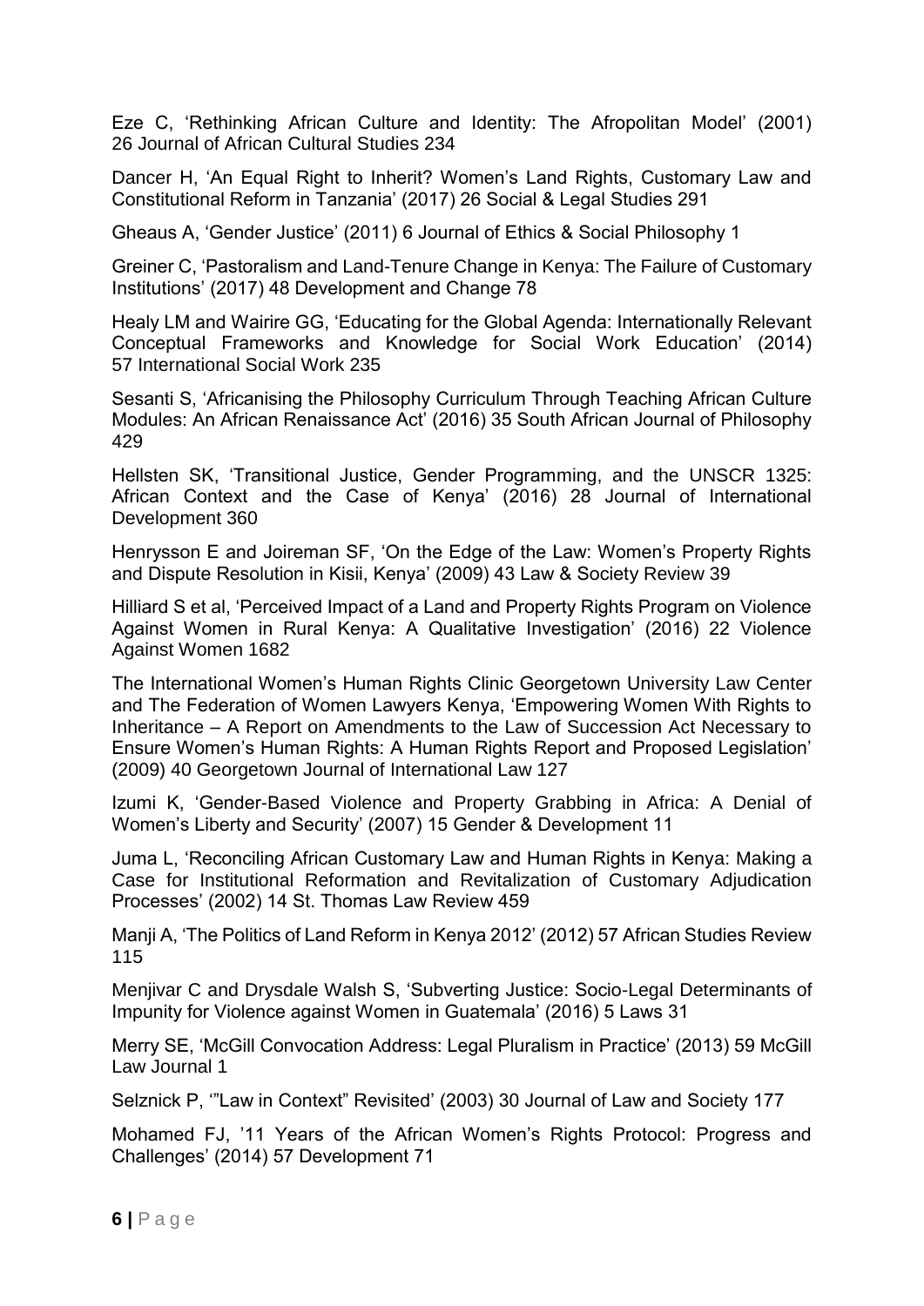Eze C, 'Rethinking African Culture and Identity: The Afropolitan Model' (2001) 26 Journal of African Cultural Studies 234

Dancer H, 'An Equal Right to Inherit? Women's Land Rights, Customary Law and Constitutional Reform in Tanzania' (2017) 26 Social & Legal Studies 291

Gheaus A, 'Gender Justice' (2011) 6 Journal of Ethics & Social Philosophy 1

Greiner C, 'Pastoralism and Land-Tenure Change in Kenya: The Failure of Customary Institutions' (2017) 48 Development and Change 78

Healy LM and Wairire GG, 'Educating for the Global Agenda: Internationally Relevant Conceptual Frameworks and Knowledge for Social Work Education' (2014) 57 International Social Work 235

Sesanti S, 'Africanising the Philosophy Curriculum Through Teaching African Culture Modules: An African Renaissance Act' (2016) 35 South African Journal of Philosophy 429

Hellsten SK, 'Transitional Justice, Gender Programming, and the UNSCR 1325: African Context and the Case of Kenya' (2016) 28 Journal of International Development 360

Henrysson E and Joireman SF, 'On the Edge of the Law: Women's Property Rights and Dispute Resolution in Kisii, Kenya' (2009) 43 Law & Society Review 39

Hilliard S et al, 'Perceived Impact of a Land and Property Rights Program on Violence Against Women in Rural Kenya: A Qualitative Investigation' (2016) 22 Violence Against Women 1682

The International Women's Human Rights Clinic Georgetown University Law Center and The Federation of Women Lawyers Kenya, 'Empowering Women With Rights to Inheritance – A Report on Amendments to the Law of Succession Act Necessary to Ensure Women's Human Rights: A Human Rights Report and Proposed Legislation' (2009) 40 Georgetown Journal of International Law 127

Izumi K, 'Gender-Based Violence and Property Grabbing in Africa: A Denial of Women's Liberty and Security' (2007) 15 Gender & Development 11

Juma L, 'Reconciling African Customary Law and Human Rights in Kenya: Making a Case for Institutional Reformation and Revitalization of Customary Adjudication Processes' (2002) 14 St. Thomas Law Review 459

Manji A, 'The Politics of Land Reform in Kenya 2012' (2012) 57 African Studies Review 115

Menjivar C and Drysdale Walsh S, 'Subverting Justice: Socio-Legal Determinants of Impunity for Violence against Women in Guatemala' (2016) 5 Laws 31

Merry SE, 'McGill Convocation Address: Legal Pluralism in Practice' (2013) 59 McGill Law Journal 1

Selznick P, '"Law in Context" Revisited' (2003) 30 Journal of Law and Society 177

Mohamed FJ, '11 Years of the African Women's Rights Protocol: Progress and Challenges' (2014) 57 Development 71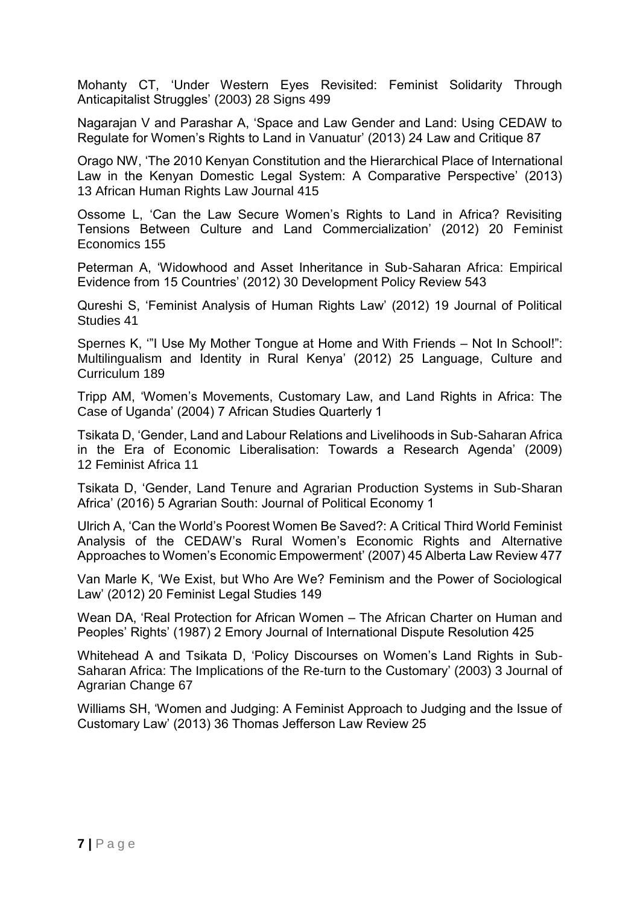Mohanty CT, 'Under Western Eyes Revisited: Feminist Solidarity Through Anticapitalist Struggles' (2003) 28 Signs 499

Nagarajan V and Parashar A, 'Space and Law Gender and Land: Using CEDAW to Regulate for Women's Rights to Land in Vanuatur' (2013) 24 Law and Critique 87

Orago NW, 'The 2010 Kenyan Constitution and the Hierarchical Place of International Law in the Kenyan Domestic Legal System: A Comparative Perspective' (2013) 13 African Human Rights Law Journal 415

Ossome L, 'Can the Law Secure Women's Rights to Land in Africa? Revisiting Tensions Between Culture and Land Commercialization' (2012) 20 Feminist Economics 155

Peterman A, 'Widowhood and Asset Inheritance in Sub-Saharan Africa: Empirical Evidence from 15 Countries' (2012) 30 Development Policy Review 543

Qureshi S, 'Feminist Analysis of Human Rights Law' (2012) 19 Journal of Political Studies 41

Spernes K, '"I Use My Mother Tongue at Home and With Friends – Not In School!": Multilingualism and Identity in Rural Kenya' (2012) 25 Language, Culture and Curriculum 189

Tripp AM, 'Women's Movements, Customary Law, and Land Rights in Africa: The Case of Uganda' (2004) 7 African Studies Quarterly 1

Tsikata D, 'Gender, Land and Labour Relations and Livelihoods in Sub-Saharan Africa in the Era of Economic Liberalisation: Towards a Research Agenda' (2009) 12 Feminist Africa 11

Tsikata D, 'Gender, Land Tenure and Agrarian Production Systems in Sub-Sharan Africa' (2016) 5 Agrarian South: Journal of Political Economy 1

Ulrich A, 'Can the World's Poorest Women Be Saved?: A Critical Third World Feminist Analysis of the CEDAW's Rural Women's Economic Rights and Alternative Approaches to Women's Economic Empowerment' (2007) 45 Alberta Law Review 477

Van Marle K, 'We Exist, but Who Are We? Feminism and the Power of Sociological Law' (2012) 20 Feminist Legal Studies 149

Wean DA, 'Real Protection for African Women – The African Charter on Human and Peoples' Rights' (1987) 2 Emory Journal of International Dispute Resolution 425

Whitehead A and Tsikata D, 'Policy Discourses on Women's Land Rights in Sub-Saharan Africa: The Implications of the Re-turn to the Customary' (2003) 3 Journal of Agrarian Change 67

Williams SH, 'Women and Judging: A Feminist Approach to Judging and the Issue of Customary Law' (2013) 36 Thomas Jefferson Law Review 25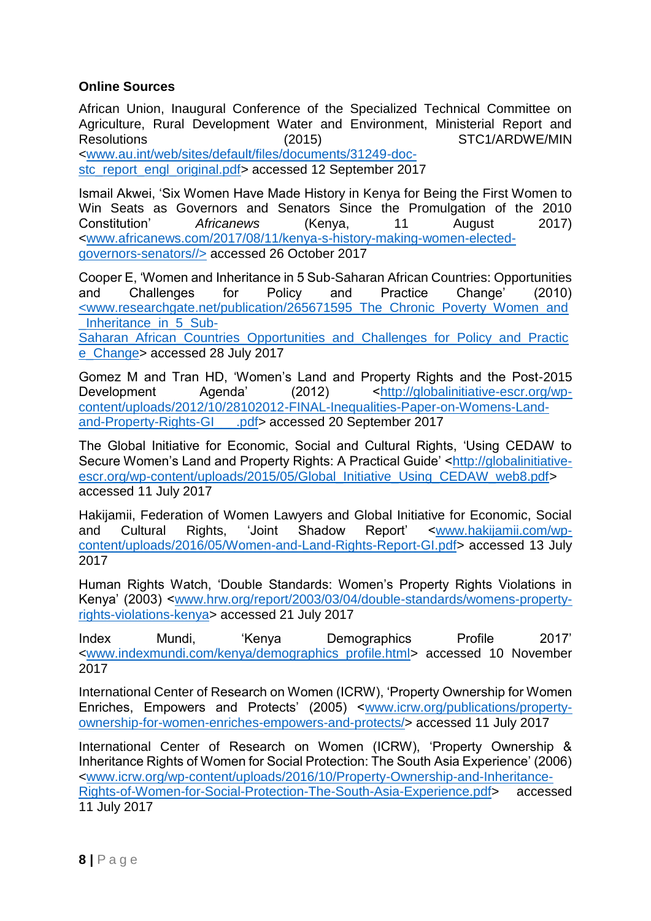**Online Sources**

African Union, Inaugural Conference of the Specialized Technical Committee on Agriculture, Rural Development Water and Environment, Ministerial Report and Resolutions (2015) STC1/ARDWE/MIN <www.au.int/web/sites/default/files/documents/31249-doc-stc_report_engl_original.pdf> accessed 12 September 2017

Ismail Akwei, 'Six Women Have Made History in Kenya for Being the First Women to Win Seats as Governors and Senators Since the Promulgation of the 2010 Constitution' *Africanews* (Kenya, 11 August 2017) <www.africanews.com/2017/08/11/kenya-s-history-making-women-elected-governors-senators//> accessed 26 October 2017

Cooper E, 'Women and Inheritance in 5 Sub-Saharan African Countries: Opportunities and Challenges for Policy and Practice Change' (2010) <www.researchgate.net/publication/265671595_The_Chronic_Poverty_Women_and_Inheritance_in_5_Sub-Saharan_African_Countries_Opportunities_and_Challenges_for_Policy_and_Practice_Change> accessed 28 July 2017

Gomez M and Tran HD, 'Women's Land and Property Rights and the Post-2015 Development Agenda' (2012) <http://globalinitiative-escr.org/wp-content/uploads/2012/10/28102012-FINAL-Inequalities-Paper-on-Womens-Land-and-Property-Rights-GI_____.pdf> accessed 20 September 2017

The Global Initiative for Economic, Social and Cultural Rights, 'Using CEDAW to Secure Women's Land and Property Rights: A Practical Guide' <http://globalinitiative-escr.org/wp-content/uploads/2015/05/Global_Initiative_Using_CEDAW_web8.pdf> accessed 11 July 2017

Hakijamii, Federation of Women Lawyers and Global Initiative for Economic, Social and Cultural Rights, 'Joint Shadow Report' <www.hakijamii.com/wp-content/uploads/2016/05/Women-and-Land-Rights-Report-GI.pdf> accessed 13 July 2017

Human Rights Watch, 'Double Standards: Women's Property Rights Violations in Kenya' (2003) <www.hrw.org/report/2003/03/04/double-standards/womens-property-rights-violations-kenya> accessed 21 July 2017

Index Mundi, 'Kenya Demographics Profile 2017' <www.indexmundi.com/kenya/demographics_profile.html> accessed 10 November 2017

International Center of Research on Women (ICRW), 'Property Ownership for Women Enriches, Empowers and Protects' (2005) <www.icrw.org/publications/property-ownership-for-women-enriches-empowers-and-protects/> accessed 11 July 2017

International Center of Research on Women (ICRW), 'Property Ownership & Inheritance Rights of Women for Social Protection: The South Asia Experience' (2006) <www.icrw.org/wp-content/uploads/2016/10/Property-Ownership-and-Inheritance-Rights-of-Women-for-Social-Protection-The-South-Asia-Experience.pdf> accessed 11 July 2017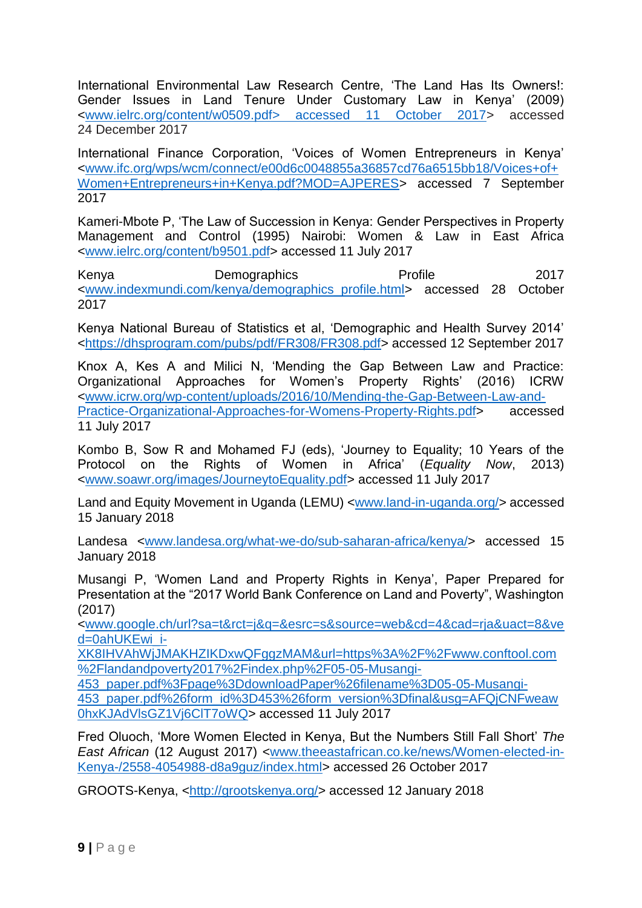International Environmental Law Research Centre, 'The Land Has Its Owners!: Gender Issues in Land Tenure Under Customary Law in Kenya' (2009) <www.ielrc.org/content/w0509.pdf> accessed 11 October 2017> accessed 24 December 2017

International Finance Corporation, 'Voices of Women Entrepreneurs in Kenya' <www.ifc.org/wps/wcm/connect/e00d6c0048855a36857cd76a6515bb18/Voices+of+Women+Entrepreneurs+in+Kenya.pdf?MOD=AJPERES> accessed 7 September 2017

Kameri-Mbote P, 'The Law of Succession in Kenya: Gender Perspectives in Property Management and Control (1995) Nairobi: Women & Law in East Africa <www.ielrc.org/content/b9501.pdf> accessed 11 July 2017

Kenya Demographics Profile 2017 <www.indexmundi.com/kenya/demographics_profile.html> accessed 28 October 2017

Kenya National Bureau of Statistics et al, 'Demographic and Health Survey 2014' <https://dhsprogram.com/pubs/pdf/FR308/FR308.pdf> accessed 12 September 2017

Knox A, Kes A and Milici N, 'Mending the Gap Between Law and Practice: Organizational Approaches for Women's Property Rights' (2016) ICRW <www.icrw.org/wp-content/uploads/2016/10/Mending-the-Gap-Between-Law-and-Practice-Organizational-Approaches-for-Womens-Property-Rights.pdf> accessed 11 July 2017

Kombo B, Sow R and Mohamed FJ (eds), 'Journey to Equality; 10 Years of the Protocol on the Rights of Women in Africa' (*Equality Now*, 2013) <www.soawr.org/images/JourneytoEquality.pdf> accessed 11 July 2017

Land and Equity Movement in Uganda (LEMU) <www.land-in-uganda.org/> accessed 15 January 2018

Landesa <www.landesa.org/what-we-do/sub-saharan-africa/kenya/> accessed 15 January 2018

Musangi P, 'Women Land and Property Rights in Kenya', Paper Prepared for Presentation at the "2017 World Bank Conference on Land and Poverty", Washington (2017) <www.google.ch/url?sa=t&rct=j&q=&esrc=s&source=web&cd=4&cad=rja&uact=8&ved=0ahUKEwi_i-XK8IHVAhWjJMAKHZIKDxwQFggzMAM&url=https%3A%2F%2Fwww.conftool.com%2Flandandpoverty2017%2Findex.php%2F05-05-Musangi-453_paper.pdf%3Fpage%3DdownloadPaper%26filename%3D05-05-Musangi-453_paper.pdf%26form_id%3D453%26form_version%3Dfinal&usg=AFQjCNFweaw0hxKJAdVlsGZ1Vj6ClT7oWQ> accessed 11 July 2017

Fred Oluoch, 'More Women Elected in Kenya, But the Numbers Still Fall Short' *The East African* (12 August 2017) <www.theeastafrican.co.ke/news/Women-elected-in-Kenya-/2558-4054988-d8a9guz/index.html> accessed 26 October 2017

GROOTS-Kenya, <http://grootskenya.org/> accessed 12 January 2018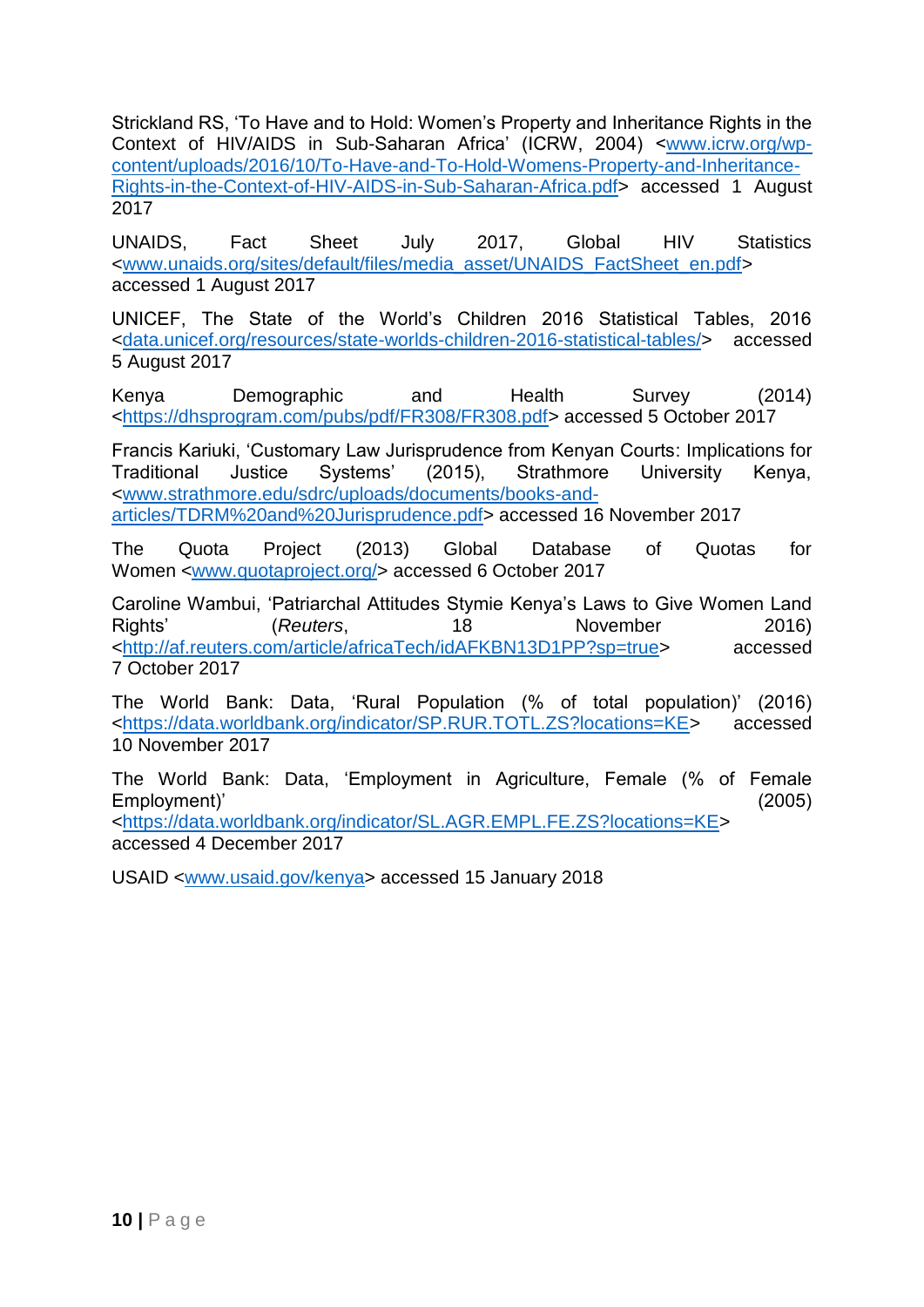Strickland RS, 'To Have and to Hold: Women's Property and Inheritance Rights in the Context of HIV/AIDS in Sub-Saharan Africa' (ICRW, 2004) <www.icrw.org/wp-content/uploads/2016/10/To-Have-and-To-Hold-Womens-Property-and-Inheritance-Rights-in-the-Context-of-HIV-AIDS-in-Sub-Saharan-Africa.pdf> accessed 1 August 2017

UNAIDS, Fact Sheet July 2017, Global HIV Statistics <www.unaids.org/sites/default/files/media_asset/UNAIDS_FactSheet_en.pdf> accessed 1 August 2017

UNICEF, The State of the World's Children 2016 Statistical Tables, 2016 <data.unicef.org/resources/state-worlds-children-2016-statistical-tables/> accessed 5 August 2017

Kenya Demographic and Health Survey (2014) <https://dhsprogram.com/pubs/pdf/FR308/FR308.pdf> accessed 5 October 2017

Francis Kariuki, 'Customary Law Jurisprudence from Kenyan Courts: Implications for Traditional Justice Systems' (2015), Strathmore University Kenya, <www.strathmore.edu/sdrc/uploads/documents/books-and-articles/TDRM%20and%20Jurisprudence.pdf> accessed 16 November 2017

The Quota Project (2013) Global Database of Quotas for Women <www.quotaproject.org/> accessed 6 October 2017

Caroline Wambui, 'Patriarchal Attitudes Stymie Kenya's Laws to Give Women Land Rights' (*Reuters*, 18 November 2016) <http://af.reuters.com/article/africaTech/idAFKBN13D1PP?sp=true> accessed 7 October 2017

The World Bank: Data, 'Rural Population (% of total population)' (2016) <https://data.worldbank.org/indicator/SP.RUR.TOTL.ZS?locations=KE> accessed 10 November 2017

The World Bank: Data, 'Employment in Agriculture, Female (% of Female Employment)' (2005) <https://data.worldbank.org/indicator/SL.AGR.EMPL.FE.ZS?locations=KE> accessed 4 December 2017

USAID <www.usaid.gov/kenya> accessed 15 January 2018